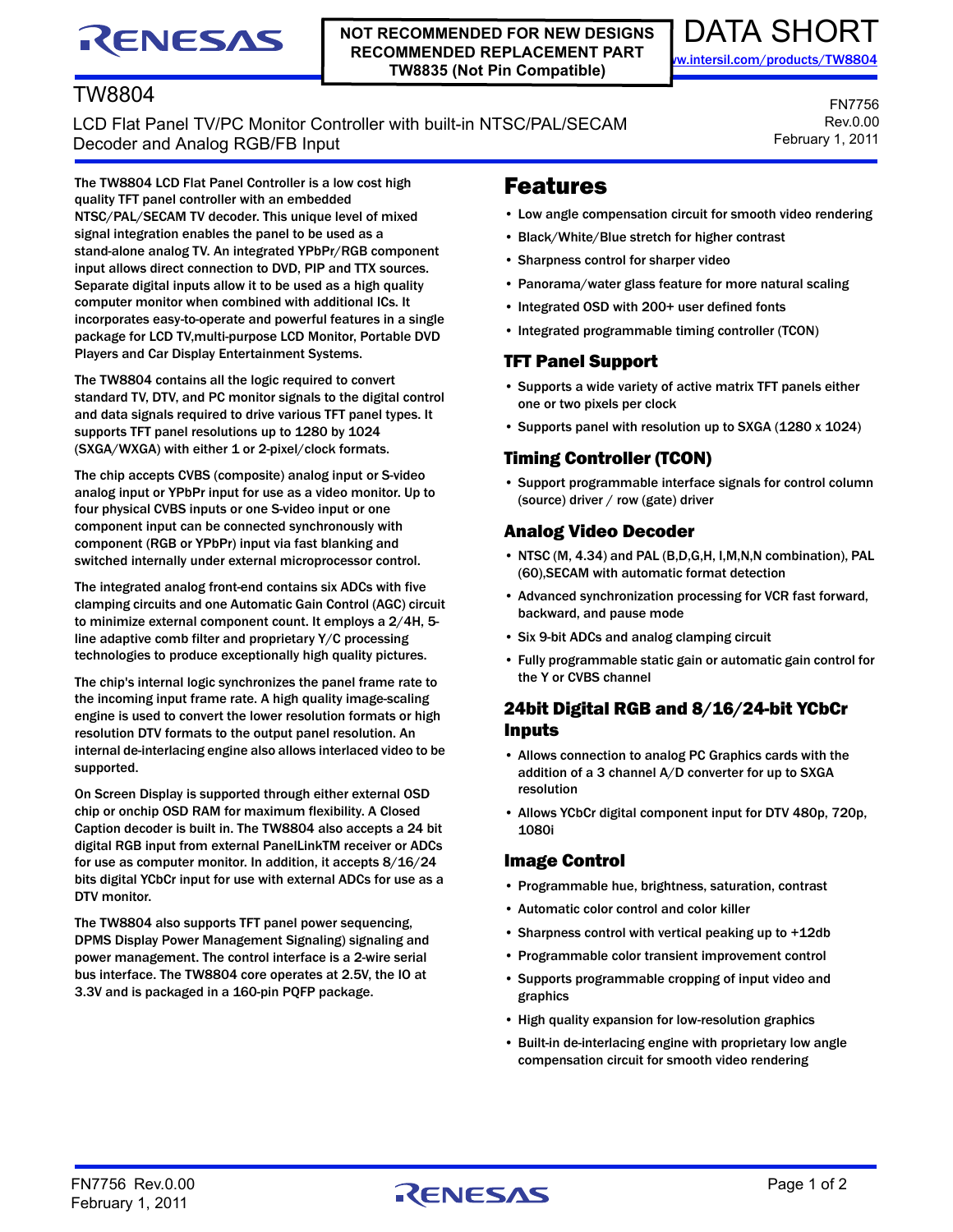NOT RECOMMENDED FOR NEW DESIGNS
RECOMMENDED REPLACEMENT PART
TW8835 (Not Pin Compatible)

DATA SHORT

www.intersil.com/products/TW8804

# TW8804

LCD Flat Panel TV/PC Monitor Controller with built-in NTSC/PAL/SECAM Decoder and Analog RGB/FB Input

FN7756
Rev.0.00
February 1, 2011

The TW8804 LCD Flat Panel Controller is a low cost high quality TFT panel controller with an embedded NTSC/PAL/SECAM TV decoder. This unique level of mixed signal integration enables the panel to be used as a stand-alone analog TV. An integrated YPbPr/RGB component input allows direct connection to DVD, PIP and TTX sources. Separate digital inputs allow it to be used as a high quality computer monitor when combined with additional ICs. It incorporates easy-to-operate and powerful features in a single package for LCD TV,multi-purpose LCD Monitor, Portable DVD Players and Car Display Entertainment Systems.

The TW8804 contains all the logic required to convert standard TV, DTV, and PC monitor signals to the digital control and data signals required to drive various TFT panel types. It supports TFT panel resolutions up to 1280 by 1024 (SXGA/WXGA) with either 1 or 2-pixel/clock formats.

The chip accepts CVBS (composite) analog input or S-video analog input or YPbPr input for use as a video monitor. Up to four physical CVBS inputs or one S-video input or one component input can be connected synchronously with component (RGB or YPbPr) input via fast blanking and switched internally under external microprocessor control.

The integrated analog front-end contains six ADCs with five clamping circuits and one Automatic Gain Control (AGC) circuit to minimize external component count. It employs a 2/4H, 5-line adaptive comb filter and proprietary Y/C processing technologies to produce exceptionally high quality pictures.

The chip's internal logic synchronizes the panel frame rate to the incoming input frame rate. A high quality image-scaling engine is used to convert the lower resolution formats or high resolution DTV formats to the output panel resolution. An internal de-interlacing engine also allows interlaced video to be supported.

On Screen Display is supported through either external OSD chip or onchip OSD RAM for maximum flexibility. A Closed Caption decoder is built in. The TW8804 also accepts a 24 bit digital RGB input from external PanelLinkTM receiver or ADCs for use as computer monitor. In addition, it accepts 8/16/24 bits digital YCbCr input for use with external ADCs for use as a DTV monitor.

The TW8804 also supports TFT panel power sequencing, DPMS Display Power Management Signaling) signaling and power management. The control interface is a 2-wire serial bus interface. The TW8804 core operates at 2.5V, the IO at 3.3V and is packaged in a 160-pin PQFP package.

## Features

- Low angle compensation circuit for smooth video rendering
- Black/White/Blue stretch for higher contrast
- Sharpness control for sharper video
- Panorama/water glass feature for more natural scaling
- Integrated OSD with 200+ user defined fonts
- Integrated programmable timing controller (TCON)

### TFT Panel Support

- Supports a wide variety of active matrix TFT panels either one or two pixels per clock
- Supports panel with resolution up to SXGA (1280 x 1024)

### Timing Controller (TCON)

- Support programmable interface signals for control column (source) driver / row (gate) driver

### Analog Video Decoder

- NTSC (M, 4.34) and PAL (B,D,G,H, I,M,N,N combination), PAL (60),SECAM with automatic format detection
- Advanced synchronization processing for VCR fast forward, backward, and pause mode
- Six 9-bit ADCs and analog clamping circuit
- Fully programmable static gain or automatic gain control for the Y or CVBS channel

### 24bit Digital RGB and 8/16/24-bit YCbCr Inputs

- Allows connection to analog PC Graphics cards with the addition of a 3 channel A/D converter for up to SXGA resolution
- Allows YCbCr digital component input for DTV 480p, 720p, 1080i

### Image Control

- Programmable hue, brightness, saturation, contrast
- Automatic color control and color killer
- Sharpness control with vertical peaking up to +12db
- Programmable color transient improvement control
- Supports programmable cropping of input video and graphics
- High quality expansion for low-resolution graphics
- Built-in de-interlacing engine with proprietary low angle compensation circuit for smooth video rendering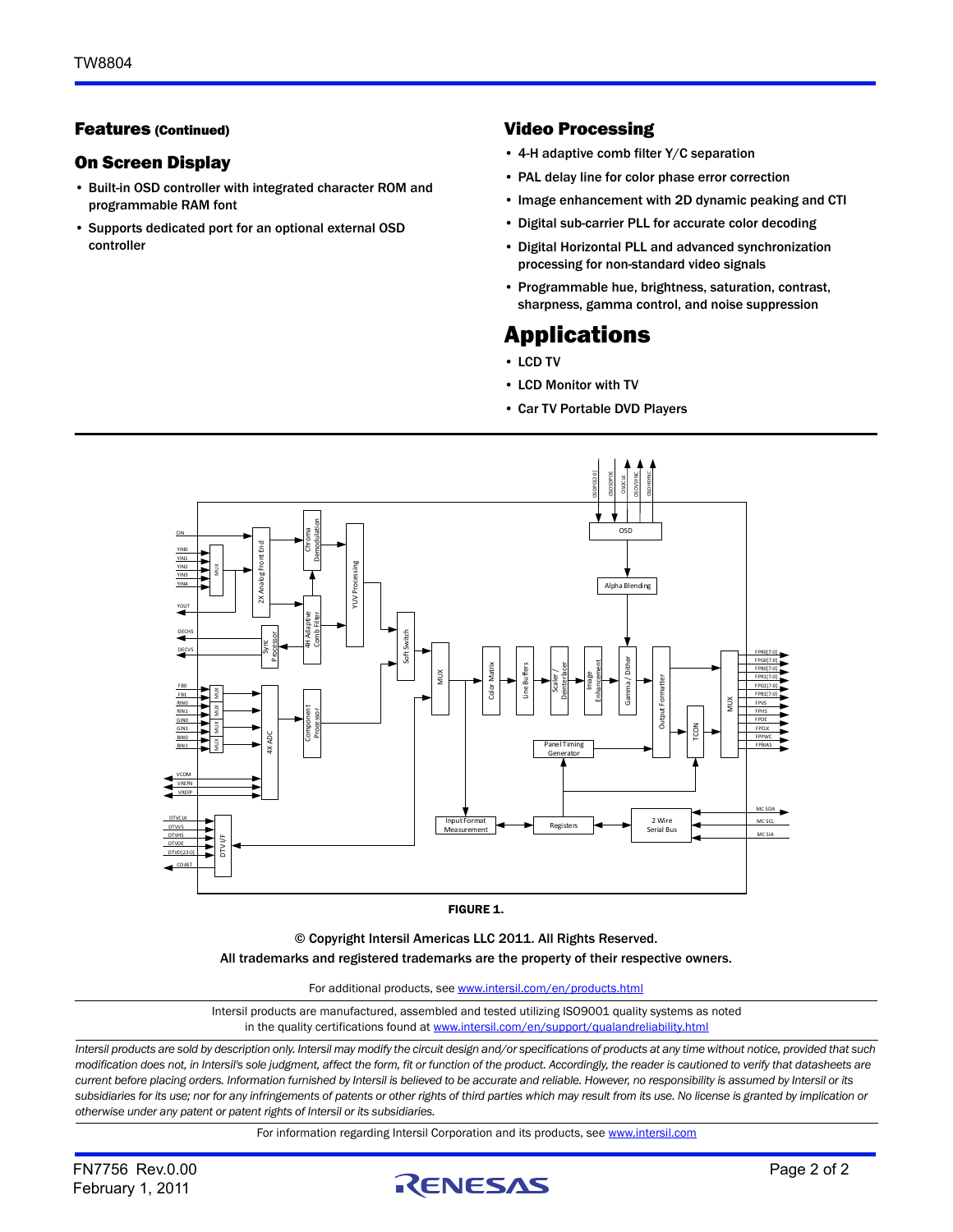## Features (Continued)

### On Screen Display

- Built-in OSD controller with integrated character ROM and programmable RAM font
- Supports dedicated port for an optional external OSD controller

## Video Processing

- 4-H adaptive comb filter Y/C separation
- PAL delay line for color phase error correction
- Image enhancement with 2D dynamic peaking and CTI
- Digital sub-carrier PLL for accurate color decoding
- Digital Horizontal PLL and advanced synchronization processing for non-standard video signals
- Programmable hue, brightness, saturation, contrast, sharpness, gamma control, and noise suppression

# Applications

- LCD TV
- LCD Monitor with TV
- Car TV Portable DVD Players

**FIGURE 1.**

© Copyright Intersil Americas LLC 2011. All Rights Reserved.
All trademarks and registered trademarks are the property of their respective owners.

For additional products, see www.intersil.com/en/products.html

Intersil products are manufactured, assembled and tested utilizing ISO9001 quality systems as noted in the quality certifications found at www.intersil.com/en/support/qualandreliability.html

*Intersil products are sold by description only. Intersil may modify the circuit design and/or specifications of products at any time without notice, provided that such modification does not, in Intersil's sole judgment, affect the form, fit or function of the product. Accordingly, the reader is cautioned to verify that datasheets are current before placing orders. Information furnished by Intersil is believed to be accurate and reliable. However, no responsibility is assumed by Intersil or its subsidiaries for its use; nor for any infringements of patents or other rights of third parties which may result from its use. No license is granted by implication or otherwise under any patent or patent rights of Intersil or its subsidiaries.*

For information regarding Intersil Corporation and its products, see www.intersil.com